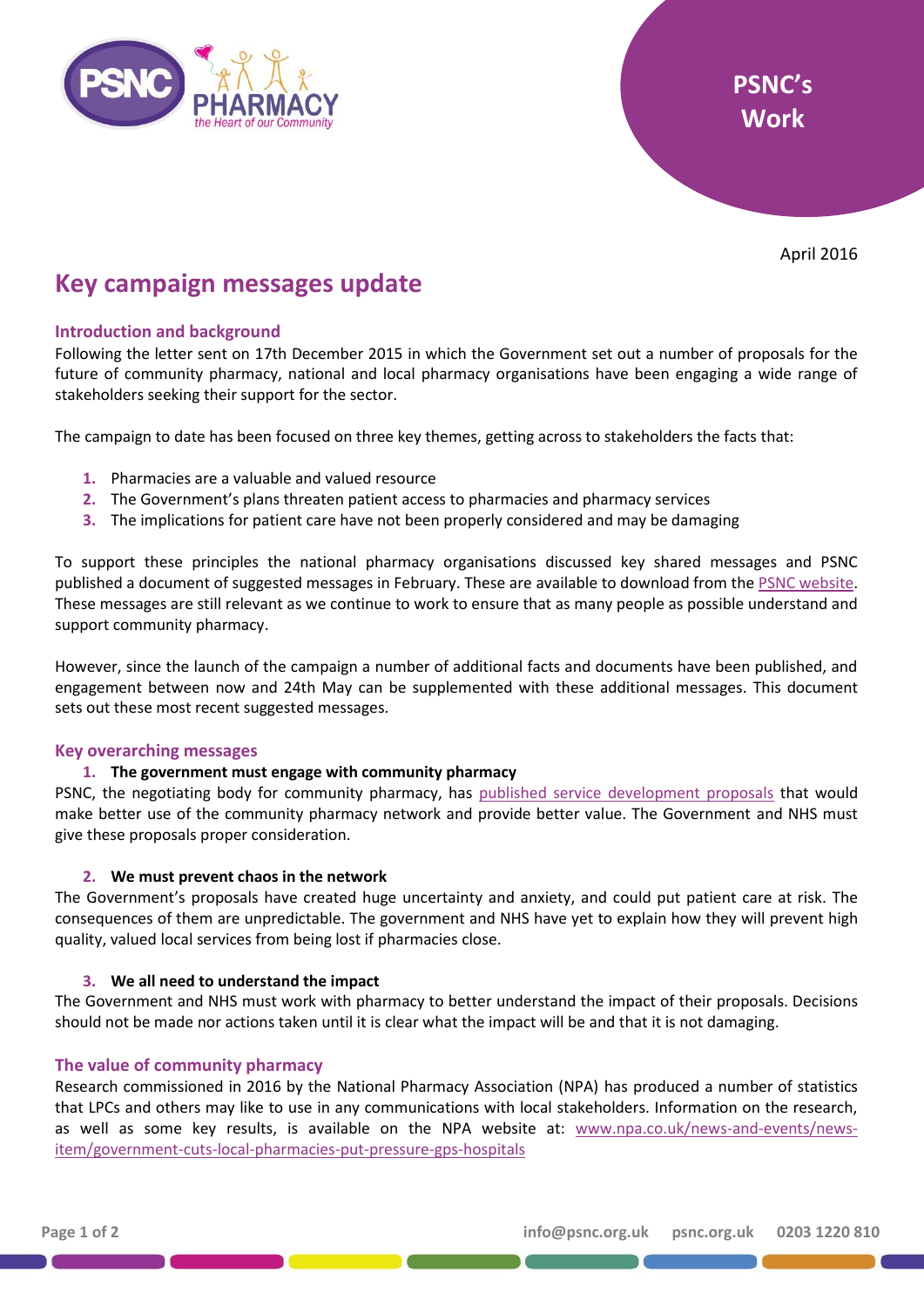PSNC's Work

April 2016

# Key campaign messages update

## Introduction and background

Following the letter sent on 17th December 2015 in which the Government set out a number of proposals for the future of community pharmacy, national and local pharmacy organisations have been engaging a wide range of stakeholders seeking their support for the sector.

The campaign to date has been focused on three key themes, getting across to stakeholders the facts that:

1. Pharmacies are a valuable and valued resource
2. The Government's plans threaten patient access to pharmacies and pharmacy services
3. The implications for patient care have not been properly considered and may be damaging

To support these principles the national pharmacy organisations discussed key shared messages and PSNC published a document of suggested messages in February. These are available to download from the PSNC website. These messages are still relevant as we continue to work to ensure that as many people as possible understand and support community pharmacy.

However, since the launch of the campaign a number of additional facts and documents have been published, and engagement between now and 24th May can be supplemented with these additional messages. This document sets out these most recent suggested messages.

## Key overarching messages

### 1. The government must engage with community pharmacy

PSNC, the negotiating body for community pharmacy, has published service development proposals that would make better use of the community pharmacy network and provide better value. The Government and NHS must give these proposals proper consideration.

### 2. We must prevent chaos in the network

The Government's proposals have created huge uncertainty and anxiety, and could put patient care at risk. The consequences of them are unpredictable. The government and NHS have yet to explain how they will prevent high quality, valued local services from being lost if pharmacies close.

### 3. We all need to understand the impact

The Government and NHS must work with pharmacy to better understand the impact of their proposals. Decisions should not be made nor actions taken until it is clear what the impact will be and that it is not damaging.

## The value of community pharmacy

Research commissioned in 2016 by the National Pharmacy Association (NPA) has produced a number of statistics that LPCs and others may like to use in any communications with local stakeholders. Information on the research, as well as some key results, is available on the NPA website at: www.npa.co.uk/news-and-events/news-item/government-cuts-local-pharmacies-put-pressure-gps-hospitals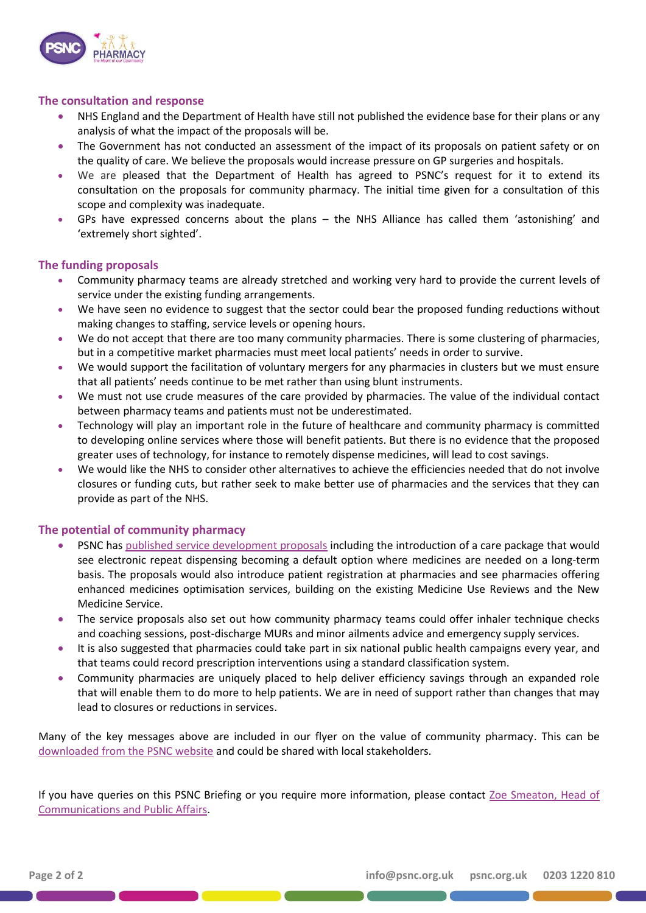## The consultation and response

- NHS England and the Department of Health have still not published the evidence base for their plans or any analysis of what the impact of the proposals will be.
- The Government has not conducted an assessment of the impact of its proposals on patient safety or on the quality of care. We believe the proposals would increase pressure on GP surgeries and hospitals.
- We are pleased that the Department of Health has agreed to PSNC's request for it to extend its consultation on the proposals for community pharmacy. The initial time given for a consultation of this scope and complexity was inadequate.
- GPs have expressed concerns about the plans – the NHS Alliance has called them 'astonishing' and 'extremely short sighted'.

## The funding proposals

- Community pharmacy teams are already stretched and working very hard to provide the current levels of service under the existing funding arrangements.
- We have seen no evidence to suggest that the sector could bear the proposed funding reductions without making changes to staffing, service levels or opening hours.
- We do not accept that there are too many community pharmacies. There is some clustering of pharmacies, but in a competitive market pharmacies must meet local patients' needs in order to survive.
- We would support the facilitation of voluntary mergers for any pharmacies in clusters but we must ensure that all patients' needs continue to be met rather than using blunt instruments.
- We must not use crude measures of the care provided by pharmacies. The value of the individual contact between pharmacy teams and patients must not be underestimated.
- Technology will play an important role in the future of healthcare and community pharmacy is committed to developing online services where those will benefit patients. But there is no evidence that the proposed greater uses of technology, for instance to remotely dispense medicines, will lead to cost savings.
- We would like the NHS to consider other alternatives to achieve the efficiencies needed that do not involve closures or funding cuts, but rather seek to make better use of pharmacies and the services that they can provide as part of the NHS.

## The potential of community pharmacy

- PSNC has published service development proposals including the introduction of a care package that would see electronic repeat dispensing becoming a default option where medicines are needed on a long-term basis. The proposals would also introduce patient registration at pharmacies and see pharmacies offering enhanced medicines optimisation services, building on the existing Medicine Use Reviews and the New Medicine Service.
- The service proposals also set out how community pharmacy teams could offer inhaler technique checks and coaching sessions, post-discharge MURs and minor ailments advice and emergency supply services.
- It is also suggested that pharmacies could take part in six national public health campaigns every year, and that teams could record prescription interventions using a standard classification system.
- Community pharmacies are uniquely placed to help deliver efficiency savings through an expanded role that will enable them to do more to help patients. We are in need of support rather than changes that may lead to closures or reductions in services.

Many of the key messages above are included in our flyer on the value of community pharmacy. This can be downloaded from the PSNC website and could be shared with local stakeholders.

If you have queries on this PSNC Briefing or you require more information, please contact Zoe Smeaton, Head of Communications and Public Affairs.